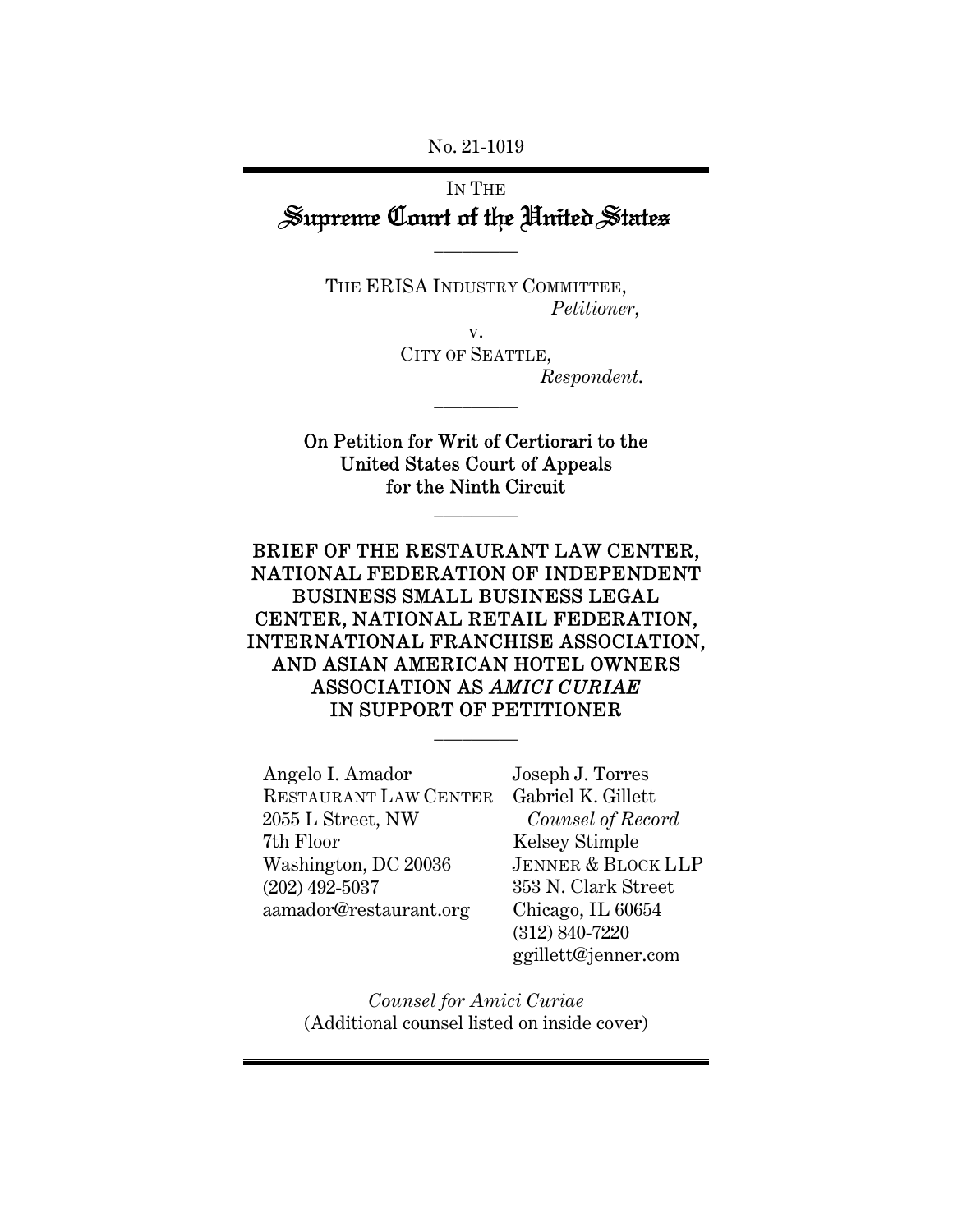No. 21-1019

IN THE

# Supreme Court of the United States

---

THE ERISA INDUSTRY COMMITTEE,
*Petitioner*,

v.

CITY OF SEATTLE,
*Respondent*.

---

On Petition for Writ of Certiorari to the United States Court of Appeals for the Ninth Circuit

---

## BRIEF OF THE RESTAURANT LAW CENTER, NATIONAL FEDERATION OF INDEPENDENT BUSINESS SMALL BUSINESS LEGAL CENTER, NATIONAL RETAIL FEDERATION, INTERNATIONAL FRANCHISE ASSOCIATION, AND ASIAN AMERICAN HOTEL OWNERS ASSOCIATION AS *AMICI CURIAE* IN SUPPORT OF PETITIONER

---

Angelo I. Amador
RESTAURANT LAW CENTER
2055 L Street, NW
7th Floor
Washington, DC 20036
(202) 492-5037
aamador@restaurant.org

Joseph J. Torres
Gabriel K. Gillett
*Counsel of Record*
Kelsey Stimple
JENNER & BLOCK LLP
353 N. Clark Street
Chicago, IL 60654
(312) 840-7220
ggillett@jenner.com

*Counsel for Amici Curiae*
(Additional counsel listed on inside cover)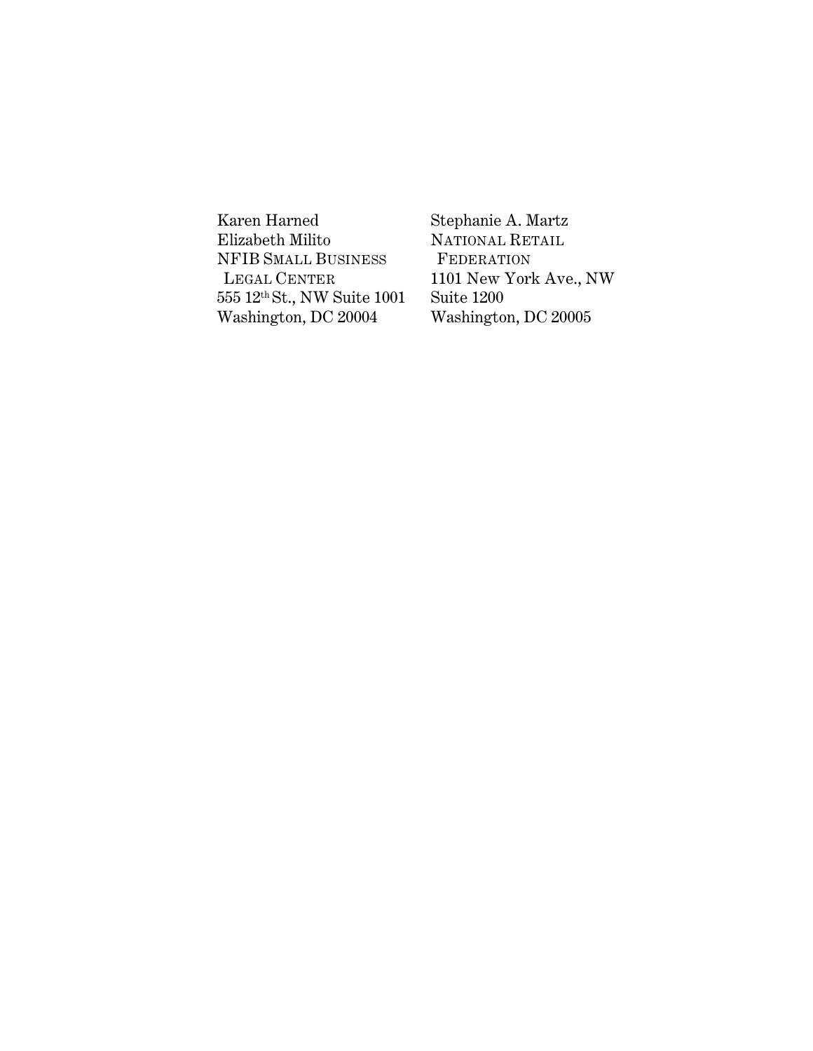Karen Harned
Elizabeth Milito
NFIB SMALL BUSINESS
LEGAL CENTER
555 12th St., NW Suite 1001
Washington, DC 20004

Stephanie A. Martz
NATIONAL RETAIL
FEDERATION
1101 New York Ave., NW
Suite 1200
Washington, DC 20005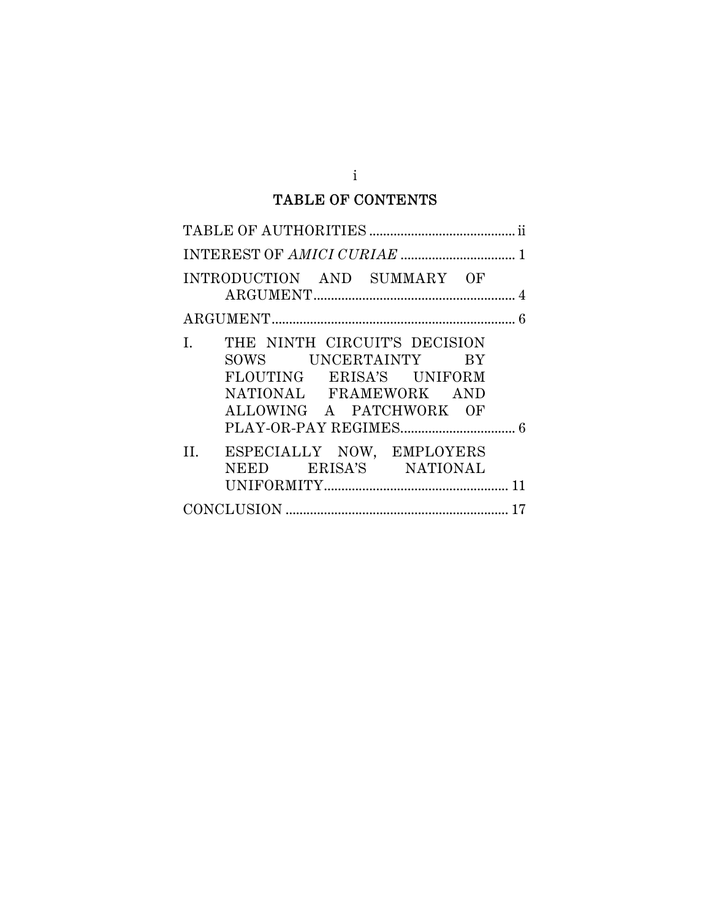# TABLE OF CONTENTS

TABLE OF AUTHORITIES .......................................... ii

INTEREST OF *AMICI CURIAE* ................................. 1

INTRODUCTION AND SUMMARY OF ARGUMENT.......................................................... 4

ARGUMENT...................................................................... 6

I. THE NINTH CIRCUIT'S DECISION SOWS UNCERTAINTY BY FLOUTING ERISA'S UNIFORM NATIONAL FRAMEWORK AND ALLOWING A PATCHWORK OF PLAY-OR-PAY REGIMES................................. 6

II. ESPECIALLY NOW, EMPLOYERS NEED ERISA'S NATIONAL UNIFORMITY..................................................... 11

CONCLUSION ................................................................ 17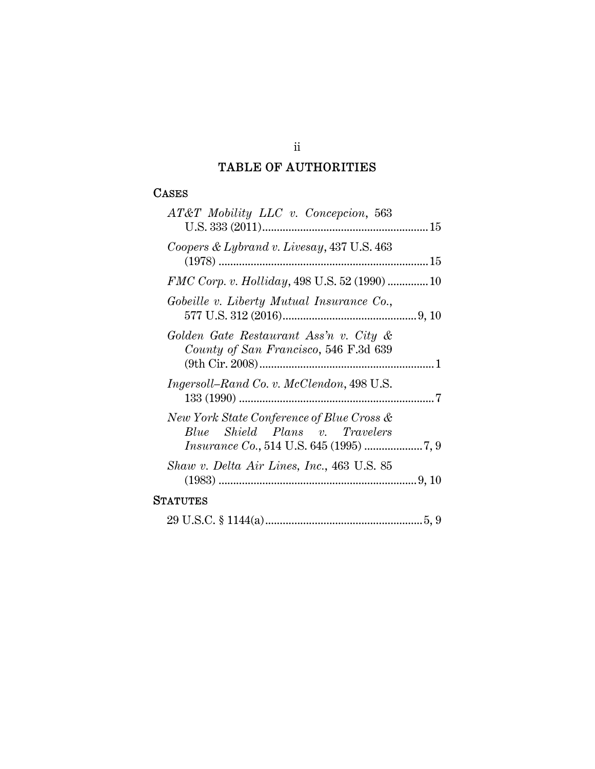# TABLE OF AUTHORITIES

## CASES

*AT&T Mobility LLC v. Concepcion*, 563 U.S. 333 (2011) .......... 15

*Coopers & Lybrand v. Livesay*, 437 U.S. 463 (1978) .......... 15

*FMC Corp. v. Holliday*, 498 U.S. 52 (1990) .......... 10

*Gobeille v. Liberty Mutual Insurance Co.*, 577 U.S. 312 (2016) .......... 9, 10

*Golden Gate Restaurant Ass'n v. City & County of San Francisco*, 546 F.3d 639 (9th Cir. 2008) .......... 1

*Ingersoll–Rand Co. v. McClendon*, 498 U.S. 133 (1990) .......... 7

*New York State Conference of Blue Cross & Blue Shield Plans v. Travelers Insurance Co.*, 514 U.S. 645 (1995) .......... 7, 9

*Shaw v. Delta Air Lines, Inc.*, 463 U.S. 85 (1983) .......... 9, 10

## STATUTES

29 U.S.C. § 1144(a) .......... 5, 9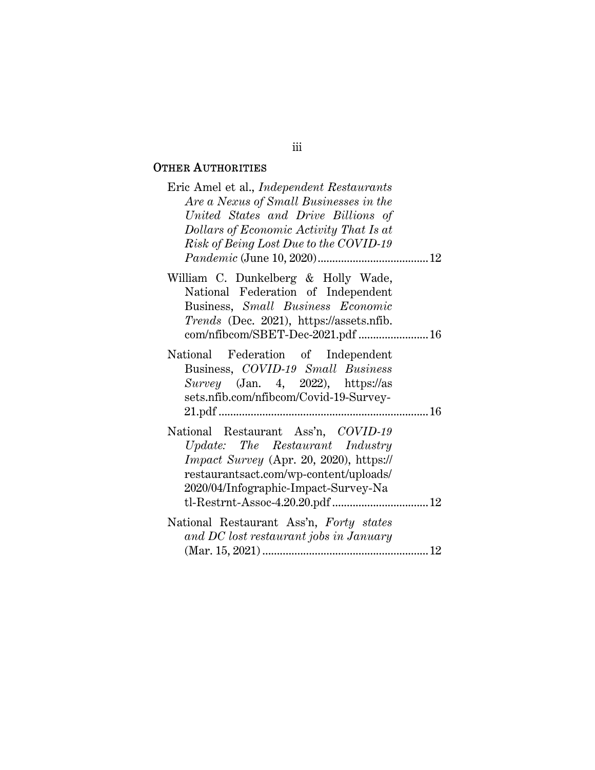## OTHER AUTHORITIES

Eric Amel et al., *Independent Restaurants Are a Nexus of Small Businesses in the United States and Drive Billions of Dollars of Economic Activity That Is at Risk of Being Lost Due to the COVID-19 Pandemic* (June 10, 2020) ........ 12

William C. Dunkelberg & Holly Wade, National Federation of Independent Business, *Small Business Economic Trends* (Dec. 2021), https://assets.nfib.com/nfibcom/SBET-Dec-2021.pdf ........ 16

National Federation of Independent Business, *COVID-19 Small Business Survey* (Jan. 4, 2022), https://assets.nfib.com/nfibcom/Covid-19-Survey-21.pdf ........ 16

National Restaurant Ass'n, *COVID-19 Update: The Restaurant Industry Impact Survey* (Apr. 20, 2020), https://restaurantsact.com/wp-content/uploads/2020/04/Infographic-Impact-Survey-Natl-Restrnt-Assoc-4.20.20.pdf ........ 12

National Restaurant Ass'n, *Forty states and DC lost restaurant jobs in January* (Mar. 15, 2021) ........ 12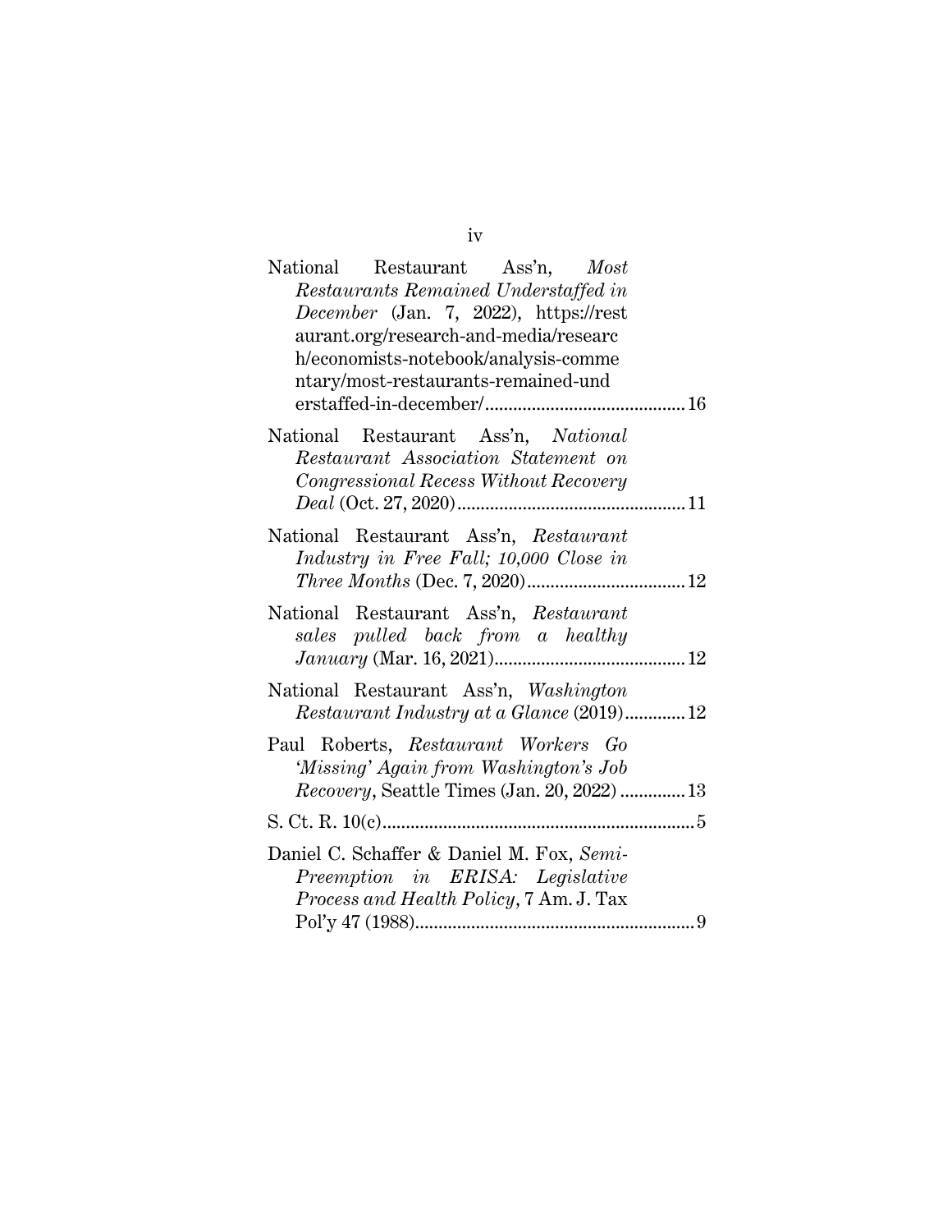National Restaurant Ass'n, *Most Restaurants Remained Understaffed in December* (Jan. 7, 2022), https://restaurant.org/research-and-media/research/economists-notebook/analysis-commentary/most-restaurants-remained-understaffed-in-december/ .......... 16

National Restaurant Ass'n, *National Restaurant Association Statement on Congressional Recess Without Recovery Deal* (Oct. 27, 2020) .......... 11

National Restaurant Ass'n, *Restaurant Industry in Free Fall; 10,000 Close in Three Months* (Dec. 7, 2020) .......... 12

National Restaurant Ass'n, *Restaurant sales pulled back from a healthy January* (Mar. 16, 2021) .......... 12

National Restaurant Ass'n, *Washington Restaurant Industry at a Glance* (2019) .......... 12

Paul Roberts, *Restaurant Workers Go 'Missing' Again from Washington's Job Recovery*, Seattle Times (Jan. 20, 2022) .......... 13

S. Ct. R. 10(c) .......... 5

Daniel C. Schaffer & Daniel M. Fox, *Semi-Preemption in ERISA: Legislative Process and Health Policy*, 7 Am. J. Tax Pol'y 47 (1988) .......... 9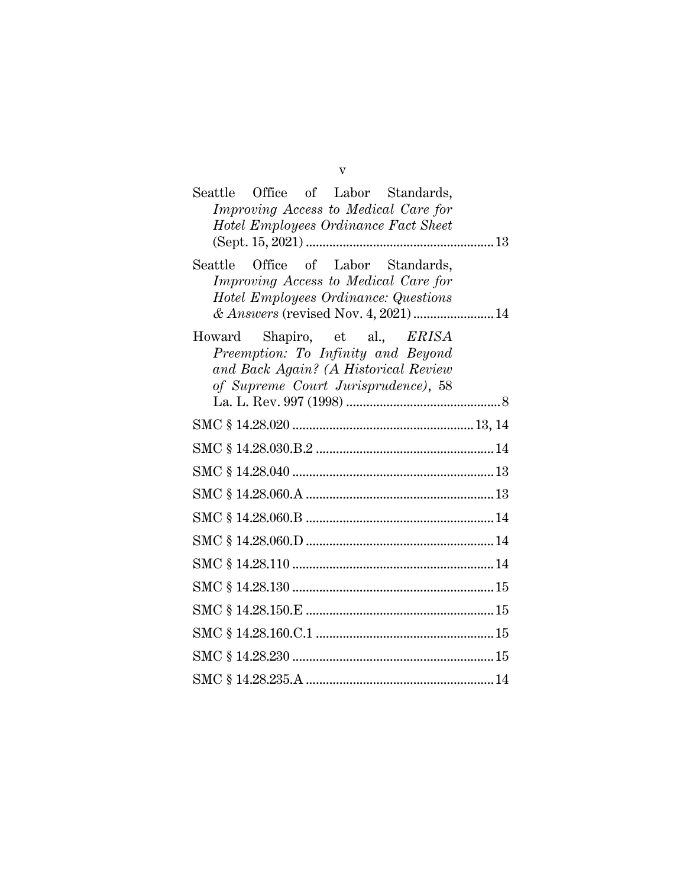Seattle Office of Labor Standards, *Improving Access to Medical Care for Hotel Employees Ordinance Fact Sheet* (Sept. 15, 2021) ........................................................ 13

Seattle Office of Labor Standards, *Improving Access to Medical Care for Hotel Employees Ordinance: Questions & Answers* (revised Nov. 4, 2021) ........................ 14

Howard Shapiro, et al., *ERISA Preemption: To Infinity and Beyond and Back Again? (A Historical Review of Supreme Court Jurisprudence)*, 58 La. L. Rev. 997 (1998) .............................................. 8

SMC § 14.28.020 ...................................................... 13, 14

SMC § 14.28.030.B.2 ..................................................... 14

SMC § 14.28.040 ............................................................ 13

SMC § 14.28.060.A ........................................................ 13

SMC § 14.28.060.B ........................................................ 14

SMC § 14.28.060.D ........................................................ 14

SMC § 14.28.110 ............................................................ 14

SMC § 14.28.130 ............................................................ 15

SMC § 14.28.150.E ........................................................ 15

SMC § 14.28.160.C.1 ..................................................... 15

SMC § 14.28.230 ............................................................ 15

SMC § 14.28.235.A ........................................................ 14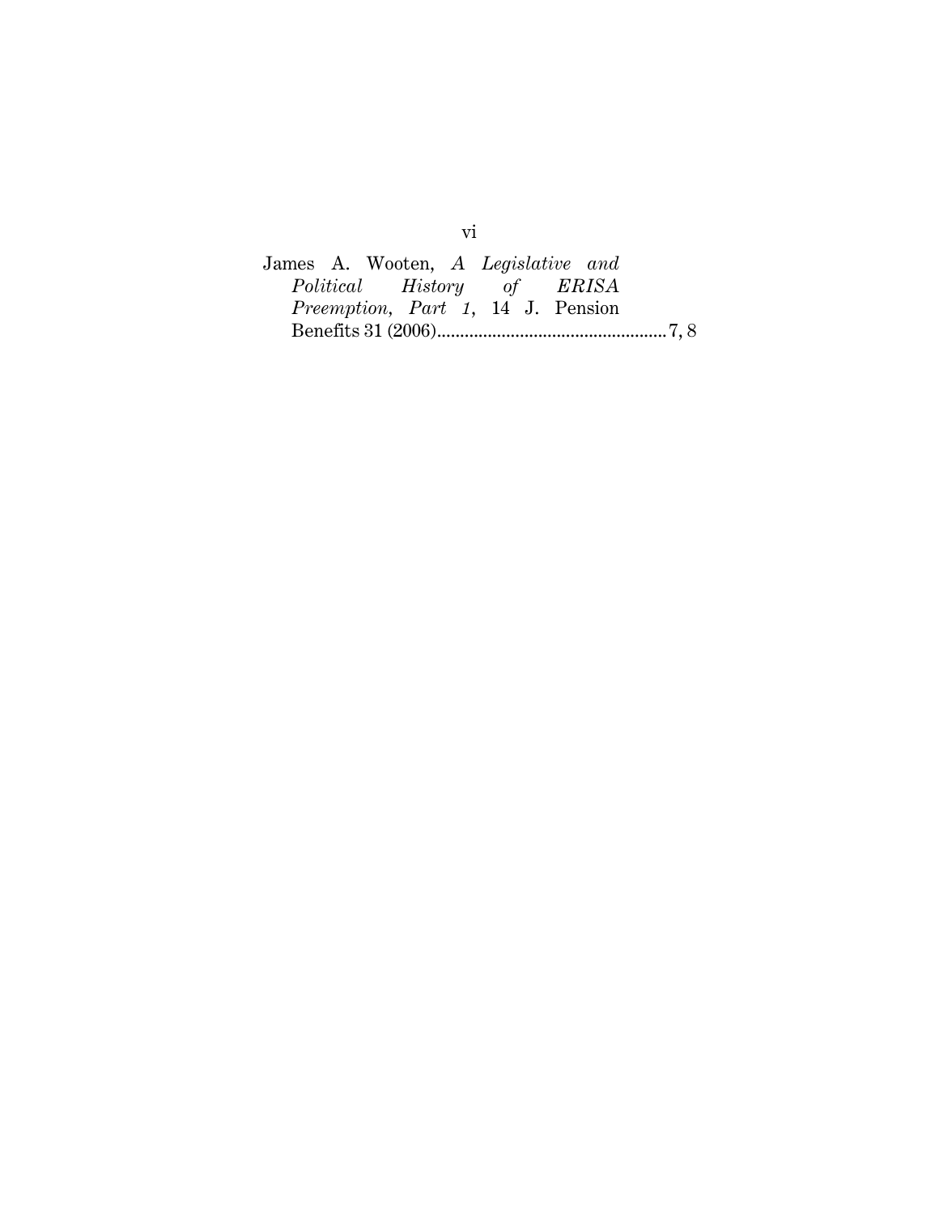James A. Wooten, *A Legislative and Political History of ERISA Preemption, Part 1*, 14 J. Pension Benefits 31 (2006).................................................7, 8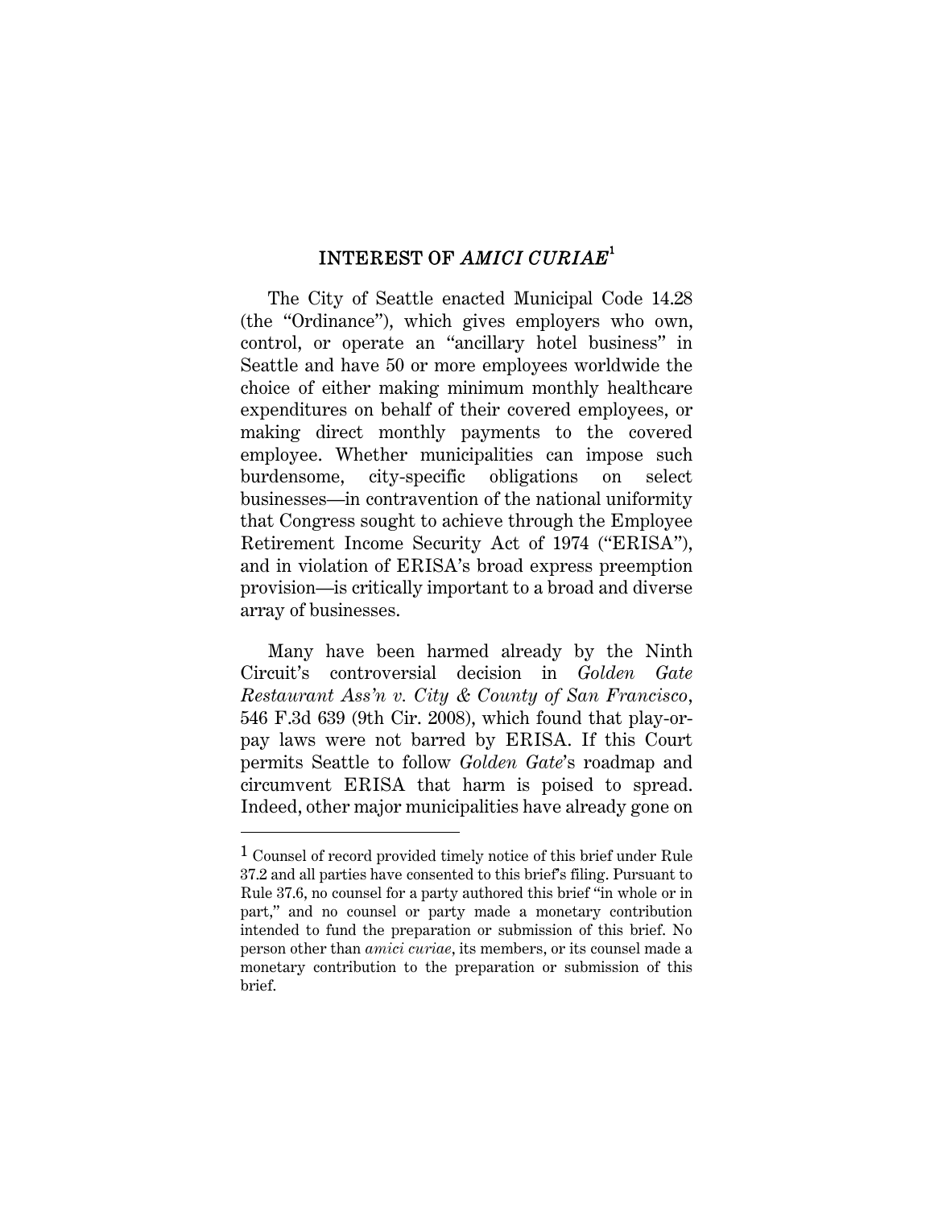## INTEREST OF *AMICI CURIAE*[1]

The City of Seattle enacted Municipal Code 14.28 (the "Ordinance"), which gives employers who own, control, or operate an "ancillary hotel business" in Seattle and have 50 or more employees worldwide the choice of either making minimum monthly healthcare expenditures on behalf of their covered employees, or making direct monthly payments to the covered employee. Whether municipalities can impose such burdensome, city-specific obligations on select businesses—in contravention of the national uniformity that Congress sought to achieve through the Employee Retirement Income Security Act of 1974 ("ERISA"), and in violation of ERISA's broad express preemption provision—is critically important to a broad and diverse array of businesses.

Many have been harmed already by the Ninth Circuit's controversial decision in *Golden Gate Restaurant Ass'n v. City & County of San Francisco*, 546 F.3d 639 (9th Cir. 2008), which found that play-or-pay laws were not barred by ERISA. If this Court permits Seattle to follow *Golden Gate*'s roadmap and circumvent ERISA that harm is poised to spread. Indeed, other major municipalities have already gone on

---

[1] Counsel of record provided timely notice of this brief under Rule 37.2 and all parties have consented to this brief's filing. Pursuant to Rule 37.6, no counsel for a party authored this brief "in whole or in part," and no counsel or party made a monetary contribution intended to fund the preparation or submission of this brief. No person other than *amici curiae*, its members, or its counsel made a monetary contribution to the preparation or submission of this brief.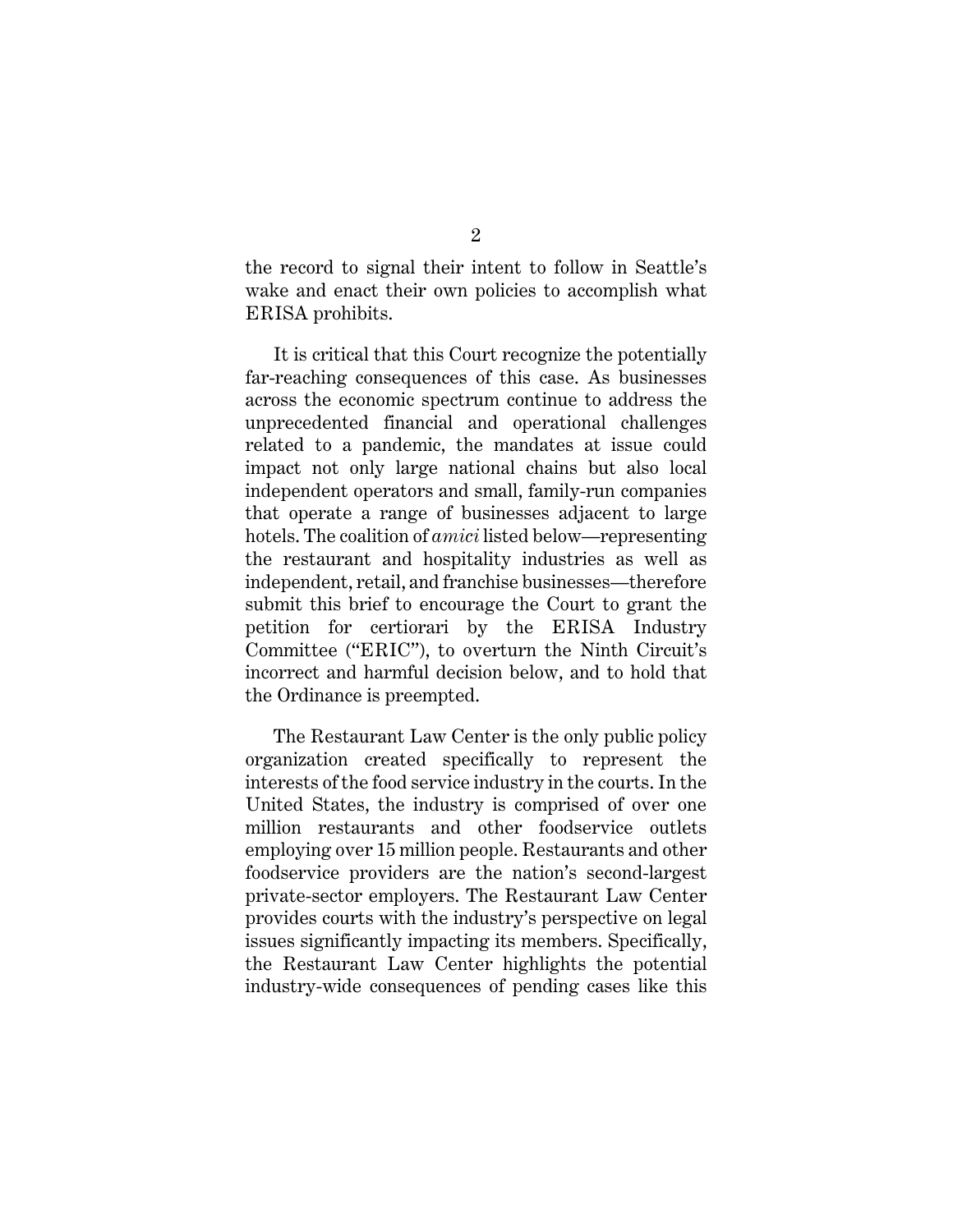the record to signal their intent to follow in Seattle's wake and enact their own policies to accomplish what ERISA prohibits.

It is critical that this Court recognize the potentially far-reaching consequences of this case. As businesses across the economic spectrum continue to address the unprecedented financial and operational challenges related to a pandemic, the mandates at issue could impact not only large national chains but also local independent operators and small, family-run companies that operate a range of businesses adjacent to large hotels. The coalition of *amici* listed below—representing the restaurant and hospitality industries as well as independent, retail, and franchise businesses—therefore submit this brief to encourage the Court to grant the petition for certiorari by the ERISA Industry Committee ("ERIC"), to overturn the Ninth Circuit's incorrect and harmful decision below, and to hold that the Ordinance is preempted.

The Restaurant Law Center is the only public policy organization created specifically to represent the interests of the food service industry in the courts. In the United States, the industry is comprised of over one million restaurants and other foodservice outlets employing over 15 million people. Restaurants and other foodservice providers are the nation's second-largest private-sector employers. The Restaurant Law Center provides courts with the industry's perspective on legal issues significantly impacting its members. Specifically, the Restaurant Law Center highlights the potential industry-wide consequences of pending cases like this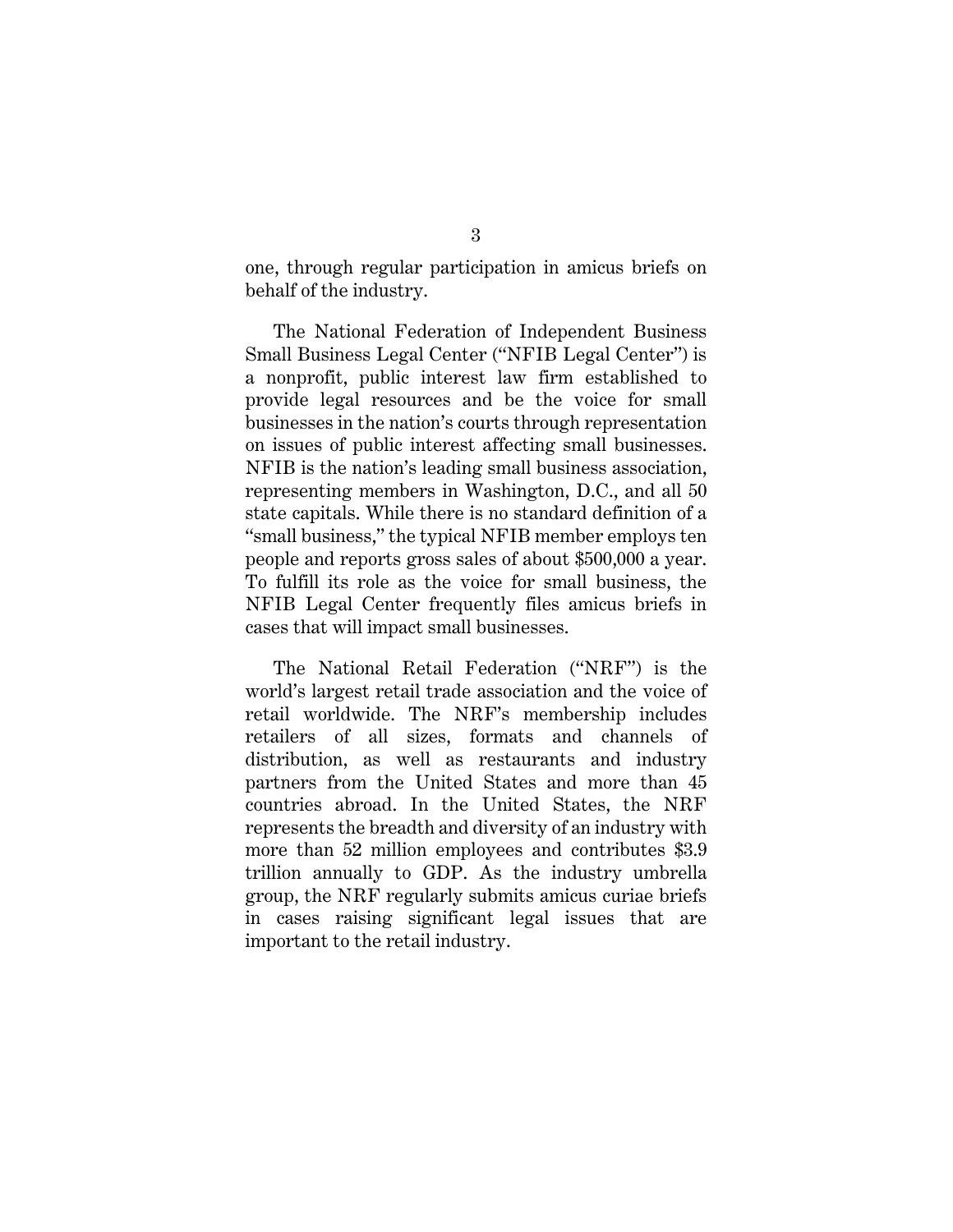one, through regular participation in amicus briefs on behalf of the industry.

The National Federation of Independent Business Small Business Legal Center ("NFIB Legal Center") is a nonprofit, public interest law firm established to provide legal resources and be the voice for small businesses in the nation's courts through representation on issues of public interest affecting small businesses. NFIB is the nation's leading small business association, representing members in Washington, D.C., and all 50 state capitals. While there is no standard definition of a "small business," the typical NFIB member employs ten people and reports gross sales of about $500,000 a year. To fulfill its role as the voice for small business, the NFIB Legal Center frequently files amicus briefs in cases that will impact small businesses.

The National Retail Federation ("NRF") is the world's largest retail trade association and the voice of retail worldwide. The NRF's membership includes retailers of all sizes, formats and channels of distribution, as well as restaurants and industry partners from the United States and more than 45 countries abroad. In the United States, the NRF represents the breadth and diversity of an industry with more than 52 million employees and contributes $3.9 trillion annually to GDP. As the industry umbrella group, the NRF regularly submits amicus curiae briefs in cases raising significant legal issues that are important to the retail industry.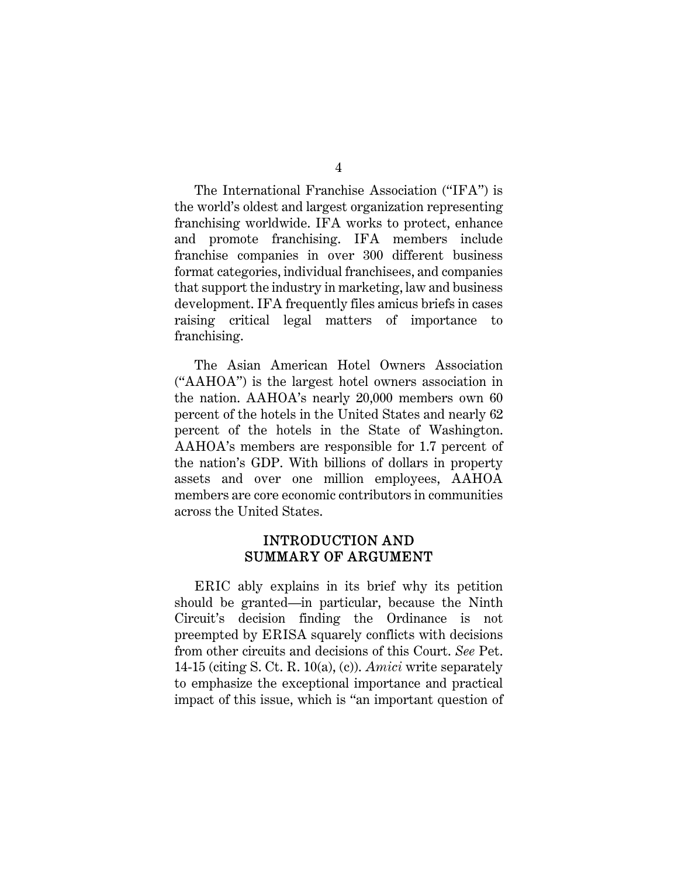The International Franchise Association ("IFA") is the world's oldest and largest organization representing franchising worldwide. IFA works to protect, enhance and promote franchising. IFA members include franchise companies in over 300 different business format categories, individual franchisees, and companies that support the industry in marketing, law and business development. IFA frequently files amicus briefs in cases raising critical legal matters of importance to franchising.

The Asian American Hotel Owners Association ("AAHOA") is the largest hotel owners association in the nation. AAHOA's nearly 20,000 members own 60 percent of the hotels in the United States and nearly 62 percent of the hotels in the State of Washington. AAHOA's members are responsible for 1.7 percent of the nation's GDP. With billions of dollars in property assets and over one million employees, AAHOA members are core economic contributors in communities across the United States.

## INTRODUCTION AND SUMMARY OF ARGUMENT

ERIC ably explains in its brief why its petition should be granted—in particular, because the Ninth Circuit's decision finding the Ordinance is not preempted by ERISA squarely conflicts with decisions from other circuits and decisions of this Court. *See* Pet. 14-15 (citing S. Ct. R. 10(a), (c)). *Amici* write separately to emphasize the exceptional importance and practical impact of this issue, which is "an important question of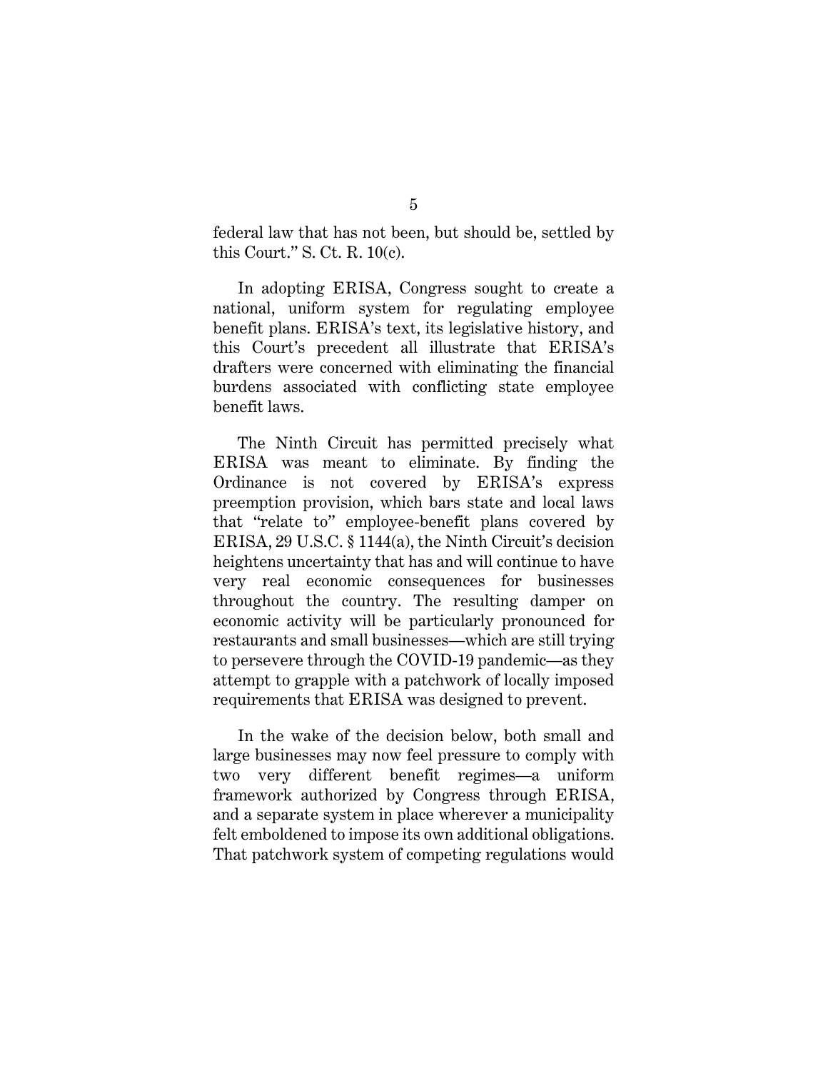federal law that has not been, but should be, settled by this Court." S. Ct. R. 10(c).

In adopting ERISA, Congress sought to create a national, uniform system for regulating employee benefit plans. ERISA's text, its legislative history, and this Court's precedent all illustrate that ERISA's drafters were concerned with eliminating the financial burdens associated with conflicting state employee benefit laws.

The Ninth Circuit has permitted precisely what ERISA was meant to eliminate. By finding the Ordinance is not covered by ERISA's express preemption provision, which bars state and local laws that "relate to" employee-benefit plans covered by ERISA, 29 U.S.C. § 1144(a), the Ninth Circuit's decision heightens uncertainty that has and will continue to have very real economic consequences for businesses throughout the country. The resulting damper on economic activity will be particularly pronounced for restaurants and small businesses—which are still trying to persevere through the COVID-19 pandemic—as they attempt to grapple with a patchwork of locally imposed requirements that ERISA was designed to prevent.

In the wake of the decision below, both small and large businesses may now feel pressure to comply with two very different benefit regimes—a uniform framework authorized by Congress through ERISA, and a separate system in place wherever a municipality felt emboldened to impose its own additional obligations. That patchwork system of competing regulations would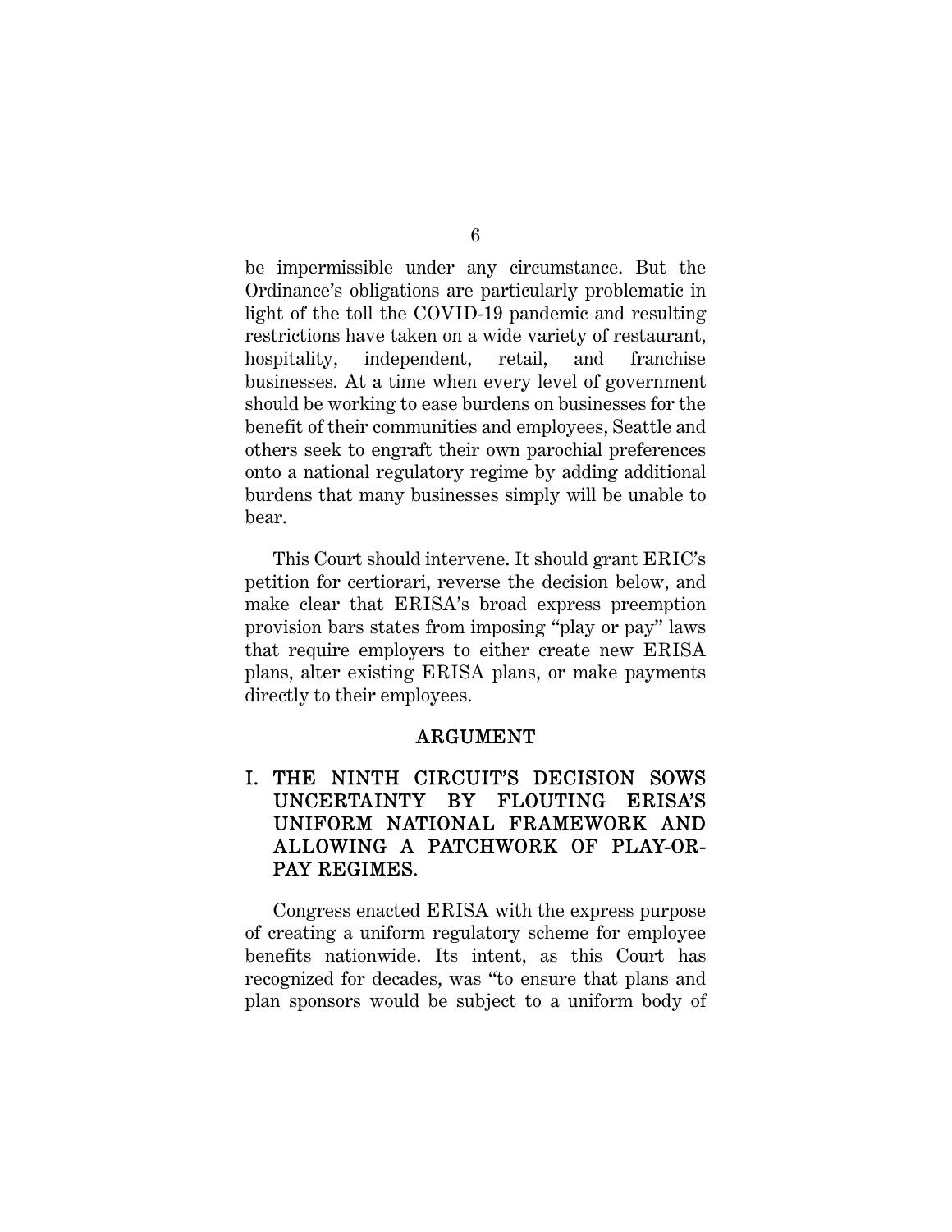be impermissible under any circumstance. But the Ordinance's obligations are particularly problematic in light of the toll the COVID-19 pandemic and resulting restrictions have taken on a wide variety of restaurant, hospitality, independent, retail, and franchise businesses. At a time when every level of government should be working to ease burdens on businesses for the benefit of their communities and employees, Seattle and others seek to engraft their own parochial preferences onto a national regulatory regime by adding additional burdens that many businesses simply will be unable to bear.

This Court should intervene. It should grant ERIC's petition for certiorari, reverse the decision below, and make clear that ERISA's broad express preemption provision bars states from imposing "play or pay" laws that require employers to either create new ERISA plans, alter existing ERISA plans, or make payments directly to their employees.

## ARGUMENT

### I. THE NINTH CIRCUIT'S DECISION SOWS UNCERTAINTY BY FLOUTING ERISA'S UNIFORM NATIONAL FRAMEWORK AND ALLOWING A PATCHWORK OF PLAY-OR-PAY REGIMES.

Congress enacted ERISA with the express purpose of creating a uniform regulatory scheme for employee benefits nationwide. Its intent, as this Court has recognized for decades, was "to ensure that plans and plan sponsors would be subject to a uniform body of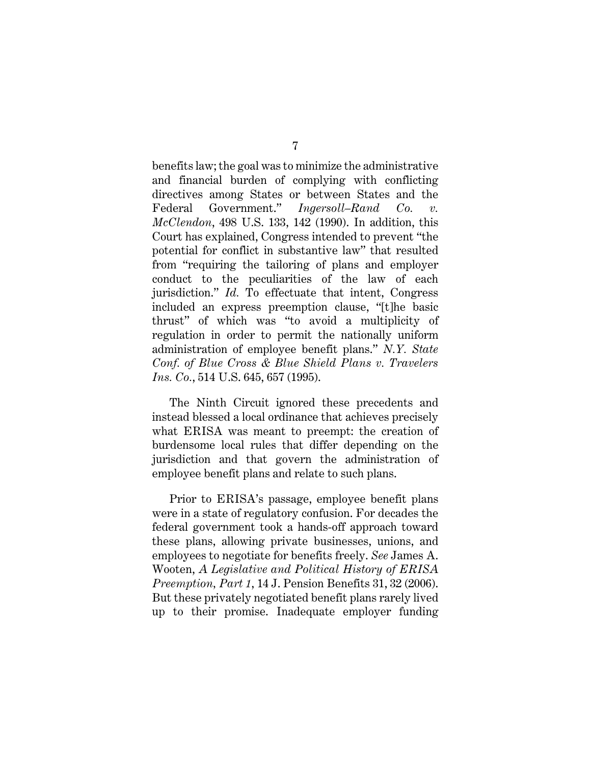benefits law; the goal was to minimize the administrative and financial burden of complying with conflicting directives among States or between States and the Federal Government." *Ingersoll–Rand Co. v. McClendon*, 498 U.S. 133, 142 (1990). In addition, this Court has explained, Congress intended to prevent "the potential for conflict in substantive law" that resulted from "requiring the tailoring of plans and employer conduct to the peculiarities of the law of each jurisdiction." *Id.* To effectuate that intent, Congress included an express preemption clause, "[t]he basic thrust" of which was "to avoid a multiplicity of regulation in order to permit the nationally uniform administration of employee benefit plans." *N.Y. State Conf. of Blue Cross & Blue Shield Plans v. Travelers Ins. Co.*, 514 U.S. 645, 657 (1995).

The Ninth Circuit ignored these precedents and instead blessed a local ordinance that achieves precisely what ERISA was meant to preempt: the creation of burdensome local rules that differ depending on the jurisdiction and that govern the administration of employee benefit plans and relate to such plans.

Prior to ERISA's passage, employee benefit plans were in a state of regulatory confusion. For decades the federal government took a hands-off approach toward these plans, allowing private businesses, unions, and employees to negotiate for benefits freely. *See* James A. Wooten, *A Legislative and Political History of ERISA Preemption, Part 1*, 14 J. Pension Benefits 31, 32 (2006). But these privately negotiated benefit plans rarely lived up to their promise. Inadequate employer funding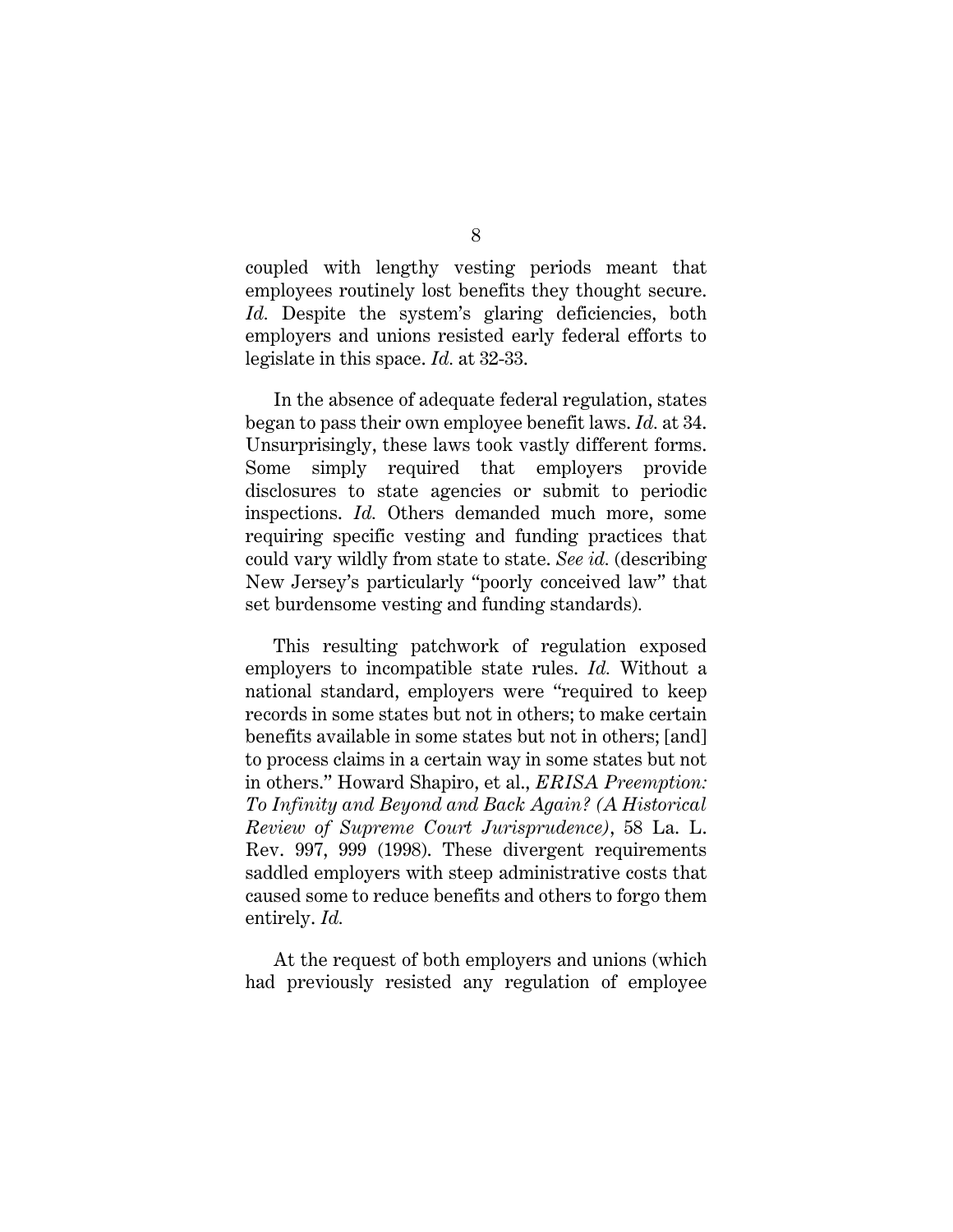coupled with lengthy vesting periods meant that employees routinely lost benefits they thought secure. *Id.* Despite the system's glaring deficiencies, both employers and unions resisted early federal efforts to legislate in this space. *Id.* at 32-33.

In the absence of adequate federal regulation, states began to pass their own employee benefit laws. *Id.* at 34. Unsurprisingly, these laws took vastly different forms. Some simply required that employers provide disclosures to state agencies or submit to periodic inspections. *Id.* Others demanded much more, some requiring specific vesting and funding practices that could vary wildly from state to state. *See id.* (describing New Jersey's particularly "poorly conceived law" that set burdensome vesting and funding standards).

This resulting patchwork of regulation exposed employers to incompatible state rules. *Id.* Without a national standard, employers were "required to keep records in some states but not in others; to make certain benefits available in some states but not in others; [and] to process claims in a certain way in some states but not in others." Howard Shapiro, et al., *ERISA Preemption: To Infinity and Beyond and Back Again? (A Historical Review of Supreme Court Jurisprudence)*, 58 La. L. Rev. 997, 999 (1998). These divergent requirements saddled employers with steep administrative costs that caused some to reduce benefits and others to forgo them entirely. *Id.*

At the request of both employers and unions (which had previously resisted any regulation of employee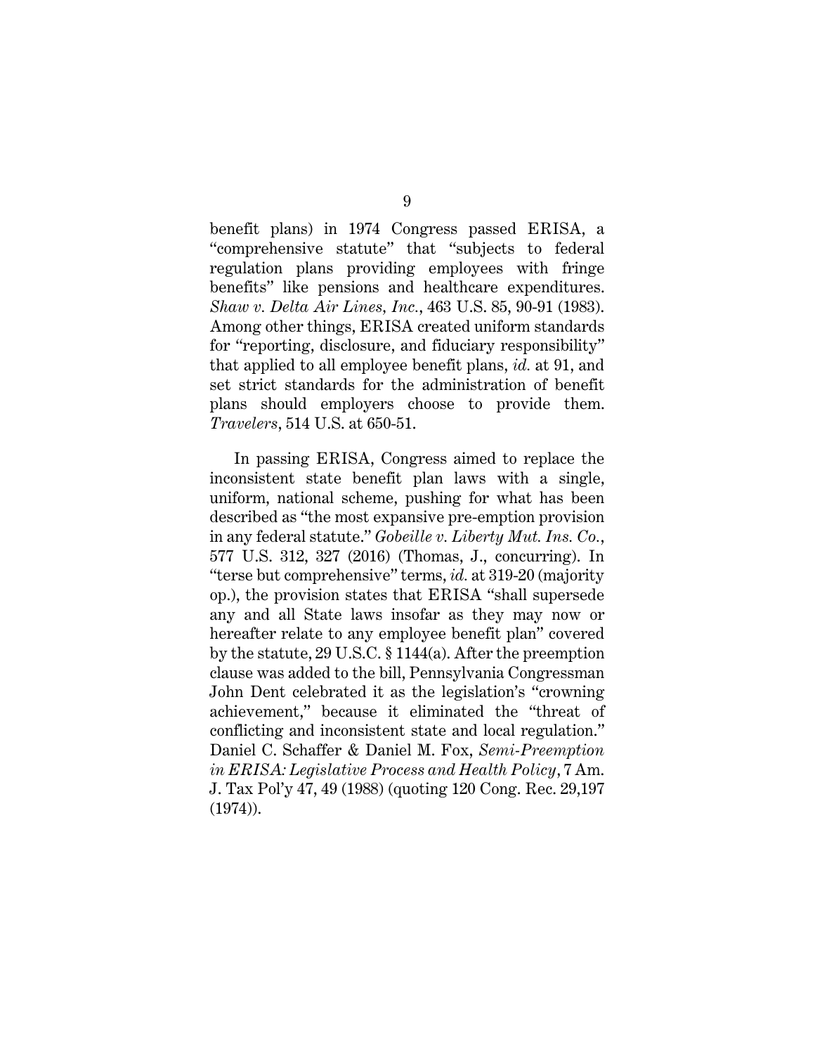benefit plans) in 1974 Congress passed ERISA, a "comprehensive statute" that "subjects to federal regulation plans providing employees with fringe benefits" like pensions and healthcare expenditures. *Shaw v. Delta Air Lines, Inc.*, 463 U.S. 85, 90-91 (1983). Among other things, ERISA created uniform standards for "reporting, disclosure, and fiduciary responsibility" that applied to all employee benefit plans, *id.* at 91, and set strict standards for the administration of benefit plans should employers choose to provide them. *Travelers*, 514 U.S. at 650-51.

In passing ERISA, Congress aimed to replace the inconsistent state benefit plan laws with a single, uniform, national scheme, pushing for what has been described as "the most expansive pre-emption provision in any federal statute." *Gobeille v. Liberty Mut. Ins. Co.*, 577 U.S. 312, 327 (2016) (Thomas, J., concurring). In "terse but comprehensive" terms, *id.* at 319-20 (majority op.), the provision states that ERISA "shall supersede any and all State laws insofar as they may now or hereafter relate to any employee benefit plan" covered by the statute, 29 U.S.C. § 1144(a). After the preemption clause was added to the bill, Pennsylvania Congressman John Dent celebrated it as the legislation's "crowning achievement," because it eliminated the "threat of conflicting and inconsistent state and local regulation." Daniel C. Schaffer & Daniel M. Fox, *Semi-Preemption in ERISA: Legislative Process and Health Policy*, 7 Am. J. Tax Pol'y 47, 49 (1988) (quoting 120 Cong. Rec. 29,197 (1974)).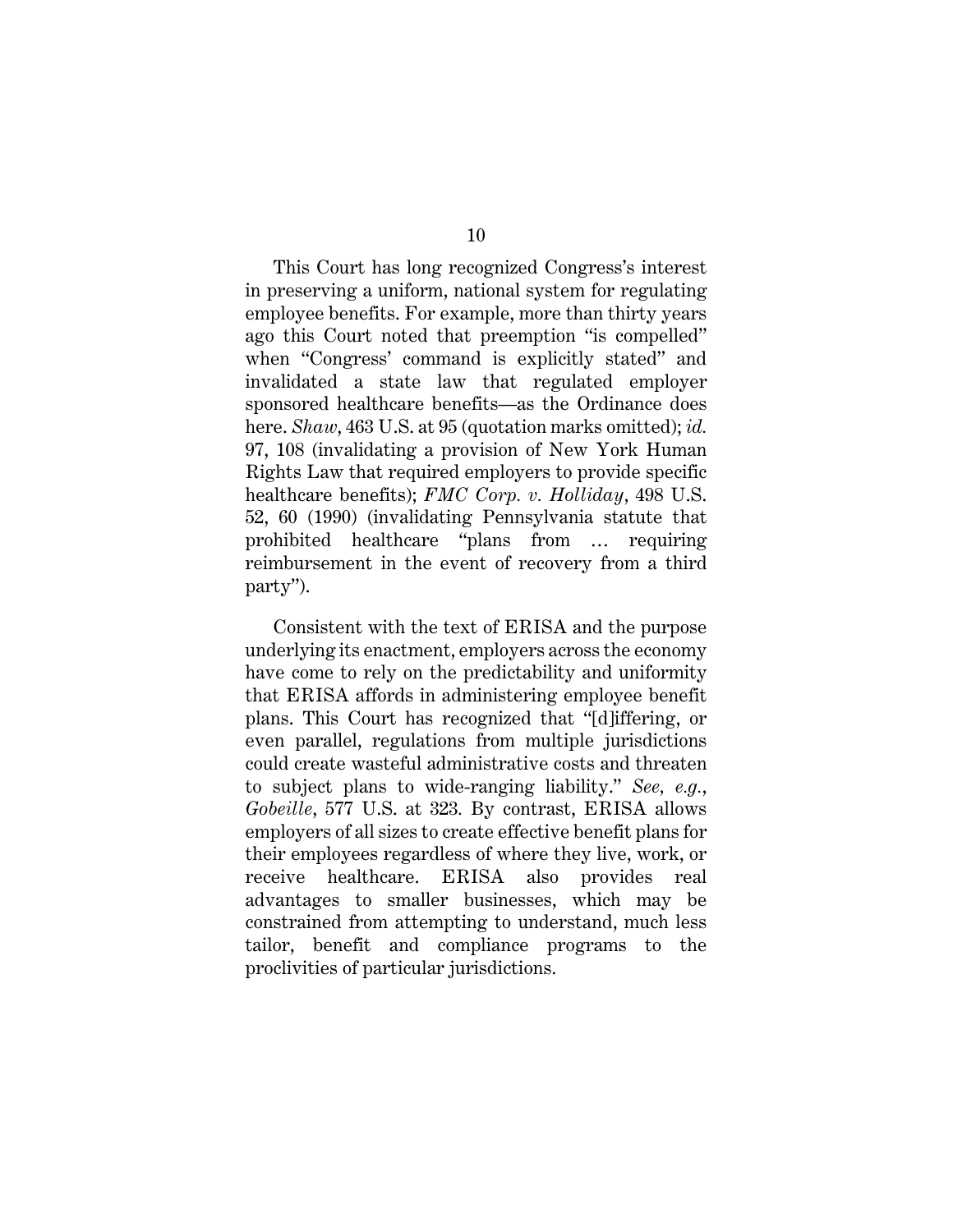This Court has long recognized Congress's interest in preserving a uniform, national system for regulating employee benefits. For example, more than thirty years ago this Court noted that preemption "is compelled" when "Congress' command is explicitly stated" and invalidated a state law that regulated employer sponsored healthcare benefits—as the Ordinance does here. *Shaw*, 463 U.S. at 95 (quotation marks omitted); *id.* 97, 108 (invalidating a provision of New York Human Rights Law that required employers to provide specific healthcare benefits); *FMC Corp. v. Holliday*, 498 U.S. 52, 60 (1990) (invalidating Pennsylvania statute that prohibited healthcare "plans from … requiring reimbursement in the event of recovery from a third party").

Consistent with the text of ERISA and the purpose underlying its enactment, employers across the economy have come to rely on the predictability and uniformity that ERISA affords in administering employee benefit plans. This Court has recognized that "[d]iffering, or even parallel, regulations from multiple jurisdictions could create wasteful administrative costs and threaten to subject plans to wide-ranging liability." *See, e.g.*, *Gobeille*, 577 U.S. at 323. By contrast, ERISA allows employers of all sizes to create effective benefit plans for their employees regardless of where they live, work, or receive healthcare. ERISA also provides real advantages to smaller businesses, which may be constrained from attempting to understand, much less tailor, benefit and compliance programs to the proclivities of particular jurisdictions.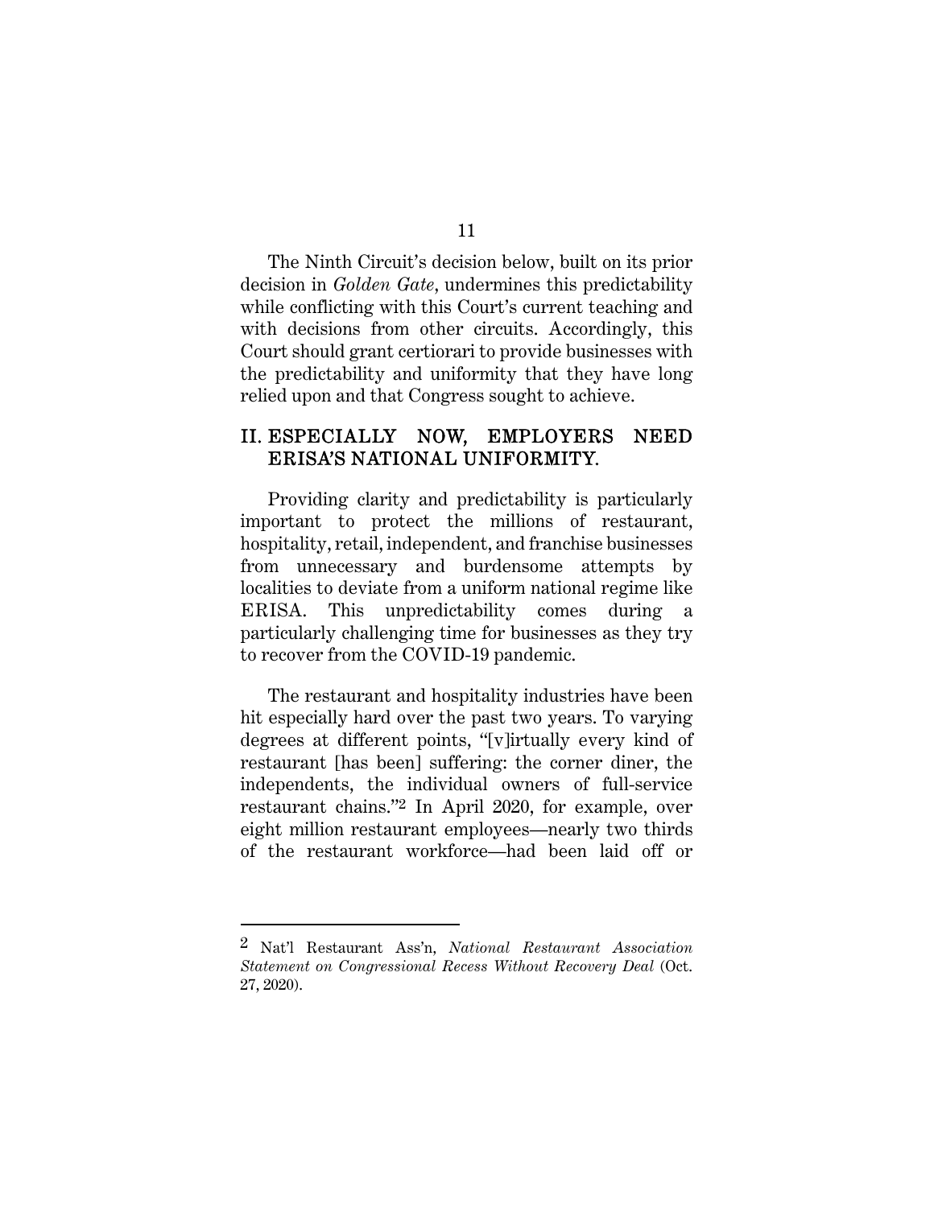The Ninth Circuit's decision below, built on its prior decision in *Golden Gate*, undermines this predictability while conflicting with this Court's current teaching and with decisions from other circuits. Accordingly, this Court should grant certiorari to provide businesses with the predictability and uniformity that they have long relied upon and that Congress sought to achieve.

## II. ESPECIALLY NOW, EMPLOYERS NEED ERISA'S NATIONAL UNIFORMITY.

Providing clarity and predictability is particularly important to protect the millions of restaurant, hospitality, retail, independent, and franchise businesses from unnecessary and burdensome attempts by localities to deviate from a uniform national regime like ERISA. This unpredictability comes during a particularly challenging time for businesses as they try to recover from the COVID-19 pandemic.

The restaurant and hospitality industries have been hit especially hard over the past two years. To varying degrees at different points, "[v]irtually every kind of restaurant [has been] suffering: the corner diner, the independents, the individual owners of full-service restaurant chains."[2] In April 2020, for example, over eight million restaurant employees—nearly two thirds of the restaurant workforce—had been laid off or

---

[2] Nat'l Restaurant Ass'n, *National Restaurant Association Statement on Congressional Recess Without Recovery Deal* (Oct. 27, 2020).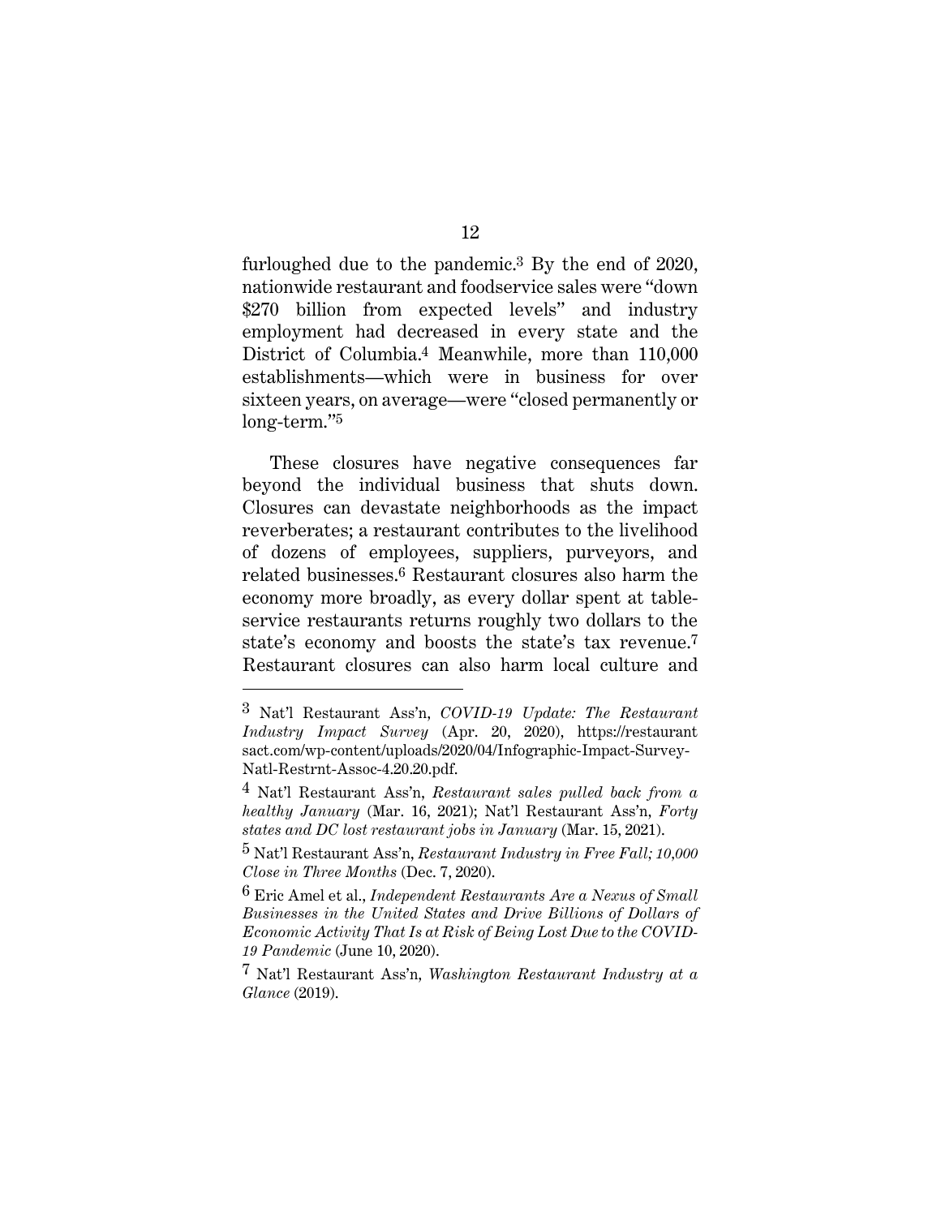furloughed due to the pandemic.[3] By the end of 2020, nationwide restaurant and foodservice sales were "down $270 billion from expected levels" and industry employment had decreased in every state and the District of Columbia.[4] Meanwhile, more than 110,000 establishments—which were in business for over sixteen years, on average—were "closed permanently or long-term."[5]

These closures have negative consequences far beyond the individual business that shuts down. Closures can devastate neighborhoods as the impact reverberates; a restaurant contributes to the livelihood of dozens of employees, suppliers, purveyors, and related businesses.[6] Restaurant closures also harm the economy more broadly, as every dollar spent at table-service restaurants returns roughly two dollars to the state's economy and boosts the state's tax revenue.[7] Restaurant closures can also harm local culture and

---

[3] Nat'l Restaurant Ass'n, *COVID-19 Update: The Restaurant Industry Impact Survey* (Apr. 20, 2020), https://restaurantsact.com/wp-content/uploads/2020/04/Infographic-Impact-Survey-Natl-Restrnt-Assoc-4.20.20.pdf.

[4] Nat'l Restaurant Ass'n, *Restaurant sales pulled back from a healthy January* (Mar. 16, 2021); Nat'l Restaurant Ass'n, *Forty states and DC lost restaurant jobs in January* (Mar. 15, 2021).

[5] Nat'l Restaurant Ass'n, *Restaurant Industry in Free Fall; 10,000 Close in Three Months* (Dec. 7, 2020).

[6] Eric Amel et al., *Independent Restaurants Are a Nexus of Small Businesses in the United States and Drive Billions of Dollars of Economic Activity That Is at Risk of Being Lost Due to the COVID-19 Pandemic* (June 10, 2020).

[7] Nat'l Restaurant Ass'n, *Washington Restaurant Industry at a Glance* (2019).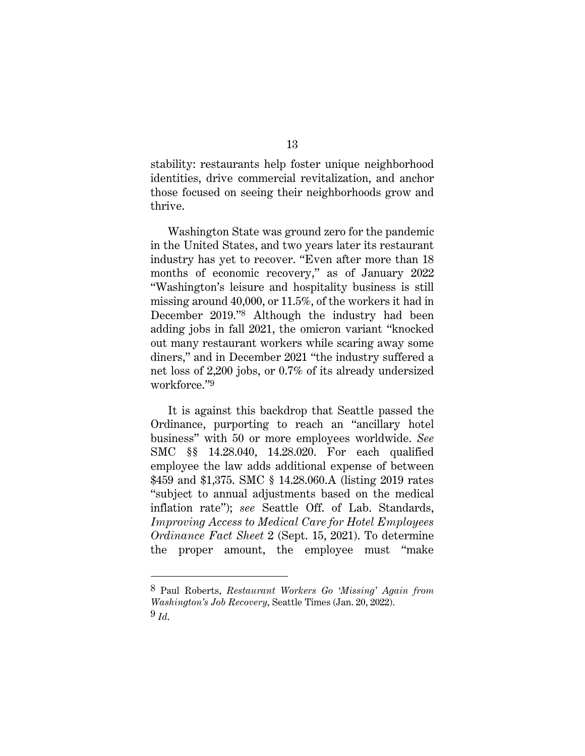stability: restaurants help foster unique neighborhood identities, drive commercial revitalization, and anchor those focused on seeing their neighborhoods grow and thrive.

Washington State was ground zero for the pandemic in the United States, and two years later its restaurant industry has yet to recover. "Even after more than 18 months of economic recovery," as of January 2022 "Washington's leisure and hospitality business is still missing around 40,000, or 11.5%, of the workers it had in December 2019."[8] Although the industry had been adding jobs in fall 2021, the omicron variant "knocked out many restaurant workers while scaring away some diners," and in December 2021 "the industry suffered a net loss of 2,200 jobs, or 0.7% of its already undersized workforce."[9]

It is against this backdrop that Seattle passed the Ordinance, purporting to reach an "ancillary hotel business" with 50 or more employees worldwide. *See* SMC §§ 14.28.040, 14.28.020. For each qualified employee the law adds additional expense of between $459 and $1,375. SMC § 14.28.060.A (listing 2019 rates "subject to annual adjustments based on the medical inflation rate"); *see* Seattle Off. of Lab. Standards, *Improving Access to Medical Care for Hotel Employees Ordinance Fact Sheet* 2 (Sept. 15, 2021). To determine the proper amount, the employee must "make

---

[8] Paul Roberts, *Restaurant Workers Go 'Missing' Again from Washington's Job Recovery*, Seattle Times (Jan. 20, 2022).

[9] *Id.*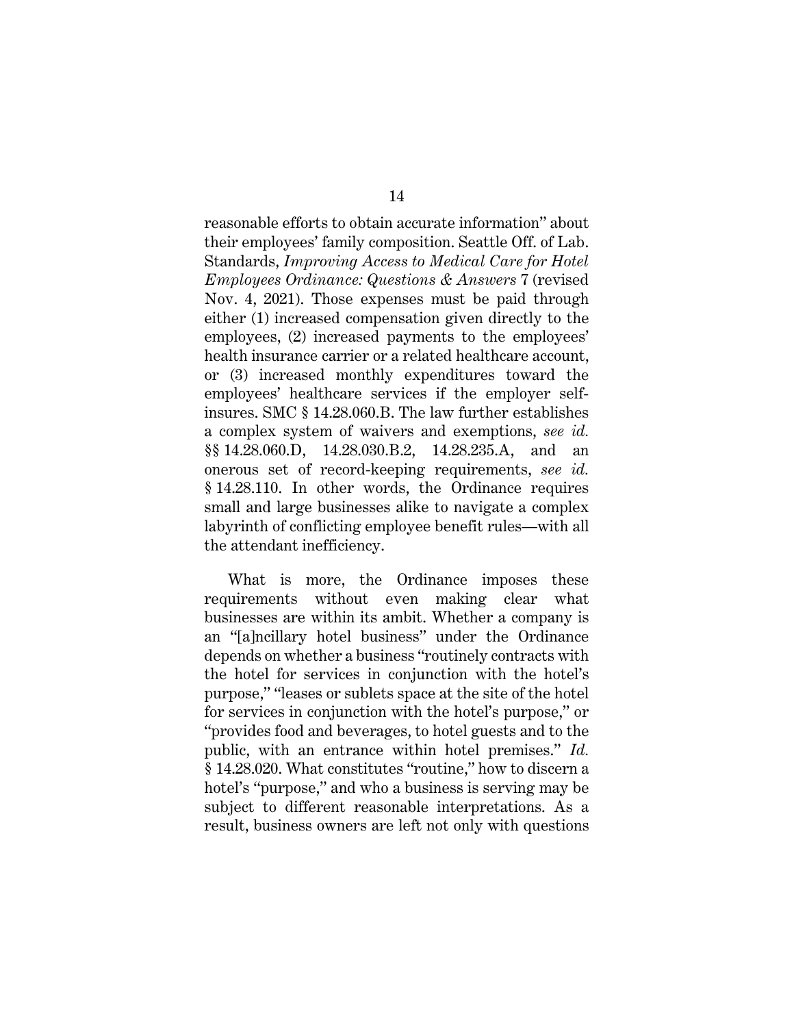reasonable efforts to obtain accurate information" about their employees' family composition. Seattle Off. of Lab. Standards, *Improving Access to Medical Care for Hotel Employees Ordinance: Questions & Answers* 7 (revised Nov. 4, 2021). Those expenses must be paid through either (1) increased compensation given directly to the employees, (2) increased payments to the employees' health insurance carrier or a related healthcare account, or (3) increased monthly expenditures toward the employees' healthcare services if the employer self-insures. SMC § 14.28.060.B. The law further establishes a complex system of waivers and exemptions, *see id.* §§ 14.28.060.D, 14.28.030.B.2, 14.28.235.A, and an onerous set of record-keeping requirements, *see id.* § 14.28.110. In other words, the Ordinance requires small and large businesses alike to navigate a complex labyrinth of conflicting employee benefit rules—with all the attendant inefficiency.

What is more, the Ordinance imposes these requirements without even making clear what businesses are within its ambit. Whether a company is an "[a]ncillary hotel business" under the Ordinance depends on whether a business "routinely contracts with the hotel for services in conjunction with the hotel's purpose," "leases or sublets space at the site of the hotel for services in conjunction with the hotel's purpose," or "provides food and beverages, to hotel guests and to the public, with an entrance within hotel premises." *Id.* § 14.28.020. What constitutes "routine," how to discern a hotel's "purpose," and who a business is serving may be subject to different reasonable interpretations. As a result, business owners are left not only with questions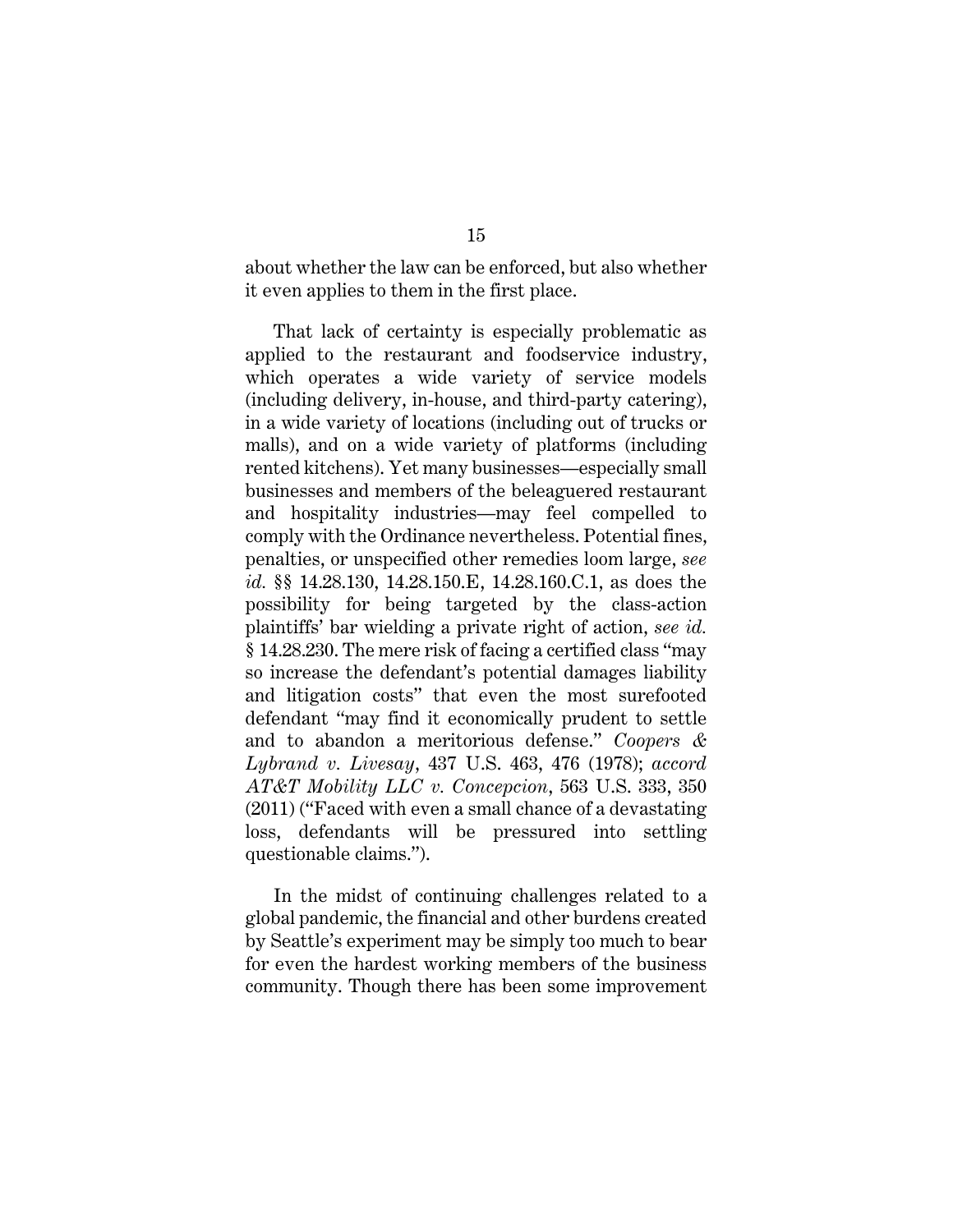about whether the law can be enforced, but also whether it even applies to them in the first place.

That lack of certainty is especially problematic as applied to the restaurant and foodservice industry, which operates a wide variety of service models (including delivery, in-house, and third-party catering), in a wide variety of locations (including out of trucks or malls), and on a wide variety of platforms (including rented kitchens). Yet many businesses—especially small businesses and members of the beleaguered restaurant and hospitality industries—may feel compelled to comply with the Ordinance nevertheless. Potential fines, penalties, or unspecified other remedies loom large, *see id.* §§ 14.28.130, 14.28.150.E, 14.28.160.C.1, as does the possibility for being targeted by the class-action plaintiffs' bar wielding a private right of action, *see id.* § 14.28.230. The mere risk of facing a certified class "may so increase the defendant's potential damages liability and litigation costs" that even the most surefooted defendant "may find it economically prudent to settle and to abandon a meritorious defense." *Coopers & Lybrand v. Livesay*, 437 U.S. 463, 476 (1978); *accord AT&T Mobility LLC v. Concepcion*, 563 U.S. 333, 350 (2011) ("Faced with even a small chance of a devastating loss, defendants will be pressured into settling questionable claims.").

In the midst of continuing challenges related to a global pandemic, the financial and other burdens created by Seattle's experiment may be simply too much to bear for even the hardest working members of the business community. Though there has been some improvement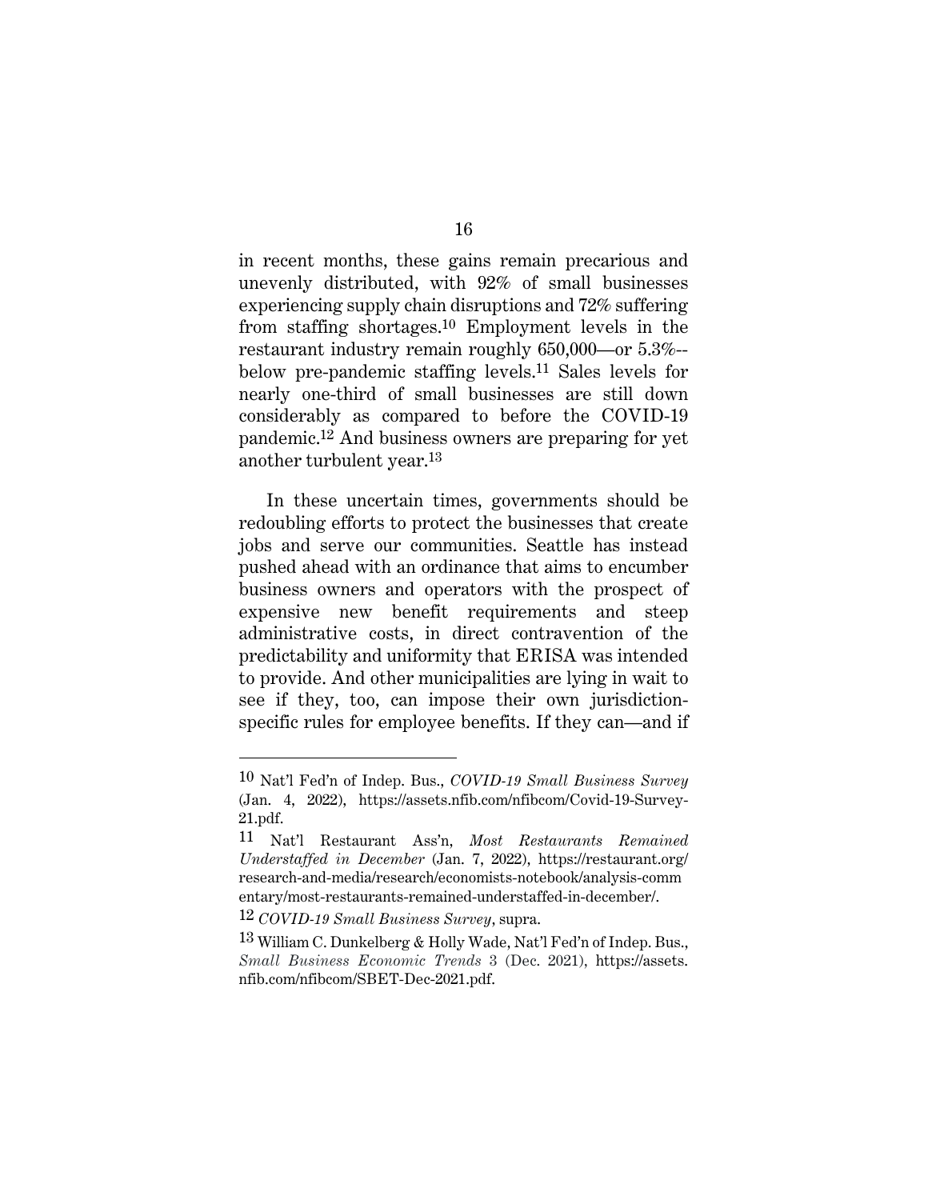in recent months, these gains remain precarious and unevenly distributed, with 92% of small businesses experiencing supply chain disruptions and 72% suffering from staffing shortages.[10] Employment levels in the restaurant industry remain roughly 650,000—or 5.3%--below pre-pandemic staffing levels.[11] Sales levels for nearly one-third of small businesses are still down considerably as compared to before the COVID-19 pandemic.[12] And business owners are preparing for yet another turbulent year.[13]

In these uncertain times, governments should be redoubling efforts to protect the businesses that create jobs and serve our communities. Seattle has instead pushed ahead with an ordinance that aims to encumber business owners and operators with the prospect of expensive new benefit requirements and steep administrative costs, in direct contravention of the predictability and uniformity that ERISA was intended to provide. And other municipalities are lying in wait to see if they, too, can impose their own jurisdiction-specific rules for employee benefits. If they can—and if

---

[10] Nat'l Fed'n of Indep. Bus., *COVID-19 Small Business Survey* (Jan. 4, 2022), https://assets.nfib.com/nfibcom/Covid-19-Survey-21.pdf.

[11] Nat'l Restaurant Ass'n, *Most Restaurants Remained Understaffed in December* (Jan. 7, 2022), https://restaurant.org/research-and-media/research/economists-notebook/analysis-commentary/most-restaurants-remained-understaffed-in-december/.

[12] *COVID-19 Small Business Survey*, supra.

[13] William C. Dunkelberg & Holly Wade, Nat'l Fed'n of Indep. Bus., *Small Business Economic Trends* 3 (Dec. 2021), https://assets.nfib.com/nfibcom/SBET-Dec-2021.pdf.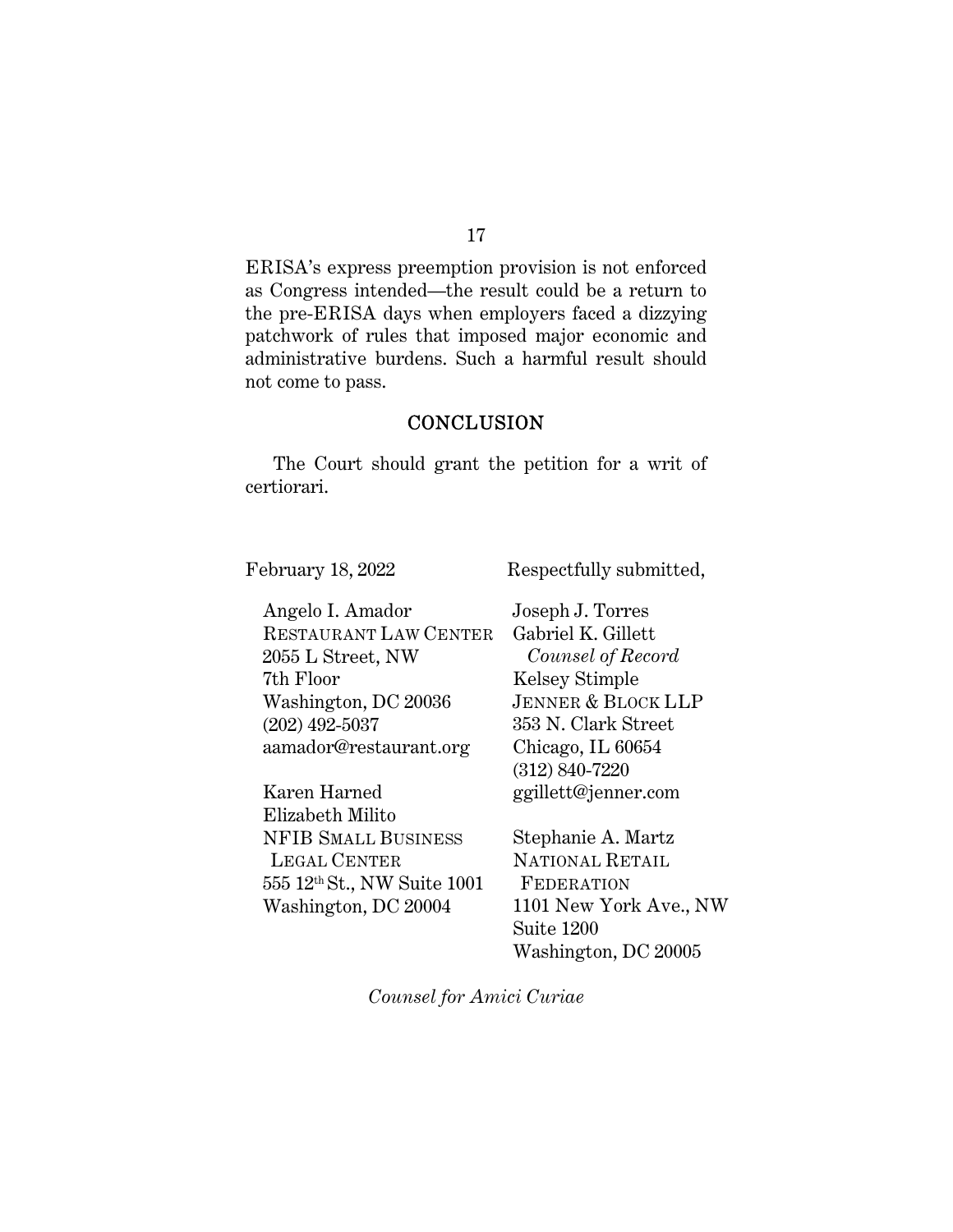ERISA's express preemption provision is not enforced as Congress intended—the result could be a return to the pre-ERISA days when employers faced a dizzying patchwork of rules that imposed major economic and administrative burdens. Such a harmful result should not come to pass.

## CONCLUSION

The Court should grant the petition for a writ of certiorari.

February 18, 2022

Respectfully submitted,

Angelo I. Amador
RESTAURANT LAW CENTER
2055 L Street, NW
7th Floor
Washington, DC 20036
(202) 492-5037
aamador@restaurant.org

Karen Harned
Elizabeth Milito
NFIB SMALL BUSINESS LEGAL CENTER
555 12th St., NW Suite 1001
Washington, DC 20004

Joseph J. Torres
Gabriel K. Gillett
*Counsel of Record*
Kelsey Stimple
JENNER & BLOCK LLP
353 N. Clark Street
Chicago, IL 60654
(312) 840-7220
ggillett@jenner.com

Stephanie A. Martz
NATIONAL RETAIL FEDERATION
1101 New York Ave., NW
Suite 1200
Washington, DC 20005

*Counsel for Amici Curiae*